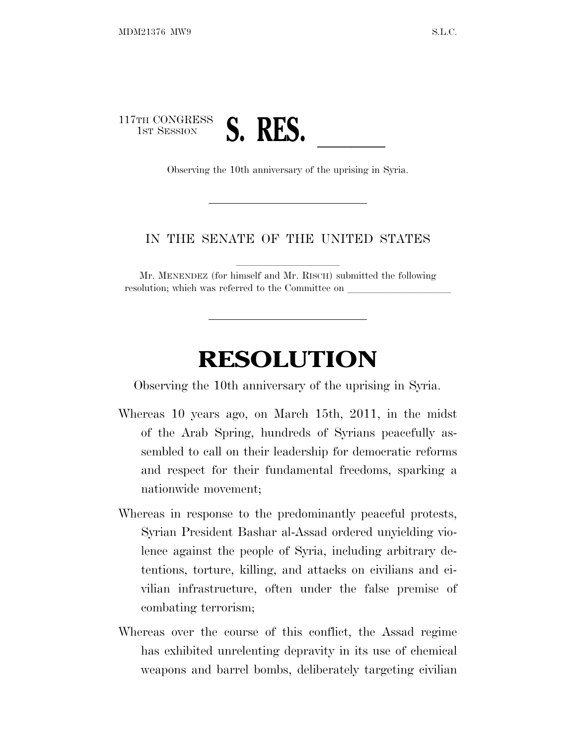117TH CONGRESS
1ST SESSION

# S. RES. ______

Observing the 10th anniversary of the uprising in Syria.

---

IN THE SENATE OF THE UNITED STATES

Mr. MENENDEZ (for himself and Mr. RISCH) submitted the following resolution; which was referred to the Committee on ______________

---

# RESOLUTION

Observing the 10th anniversary of the uprising in Syria.

Whereas 10 years ago, on March 15th, 2011, in the midst of the Arab Spring, hundreds of Syrians peacefully assembled to call on their leadership for democratic reforms and respect for their fundamental freedoms, sparking a nationwide movement;

Whereas in response to the predominantly peaceful protests, Syrian President Bashar al-Assad ordered unyielding violence against the people of Syria, including arbitrary detentions, torture, killing, and attacks on civilians and civilian infrastructure, often under the false premise of combating terrorism;

Whereas over the course of this conflict, the Assad regime has exhibited unrelenting depravity in its use of chemical weapons and barrel bombs, deliberately targeting civilian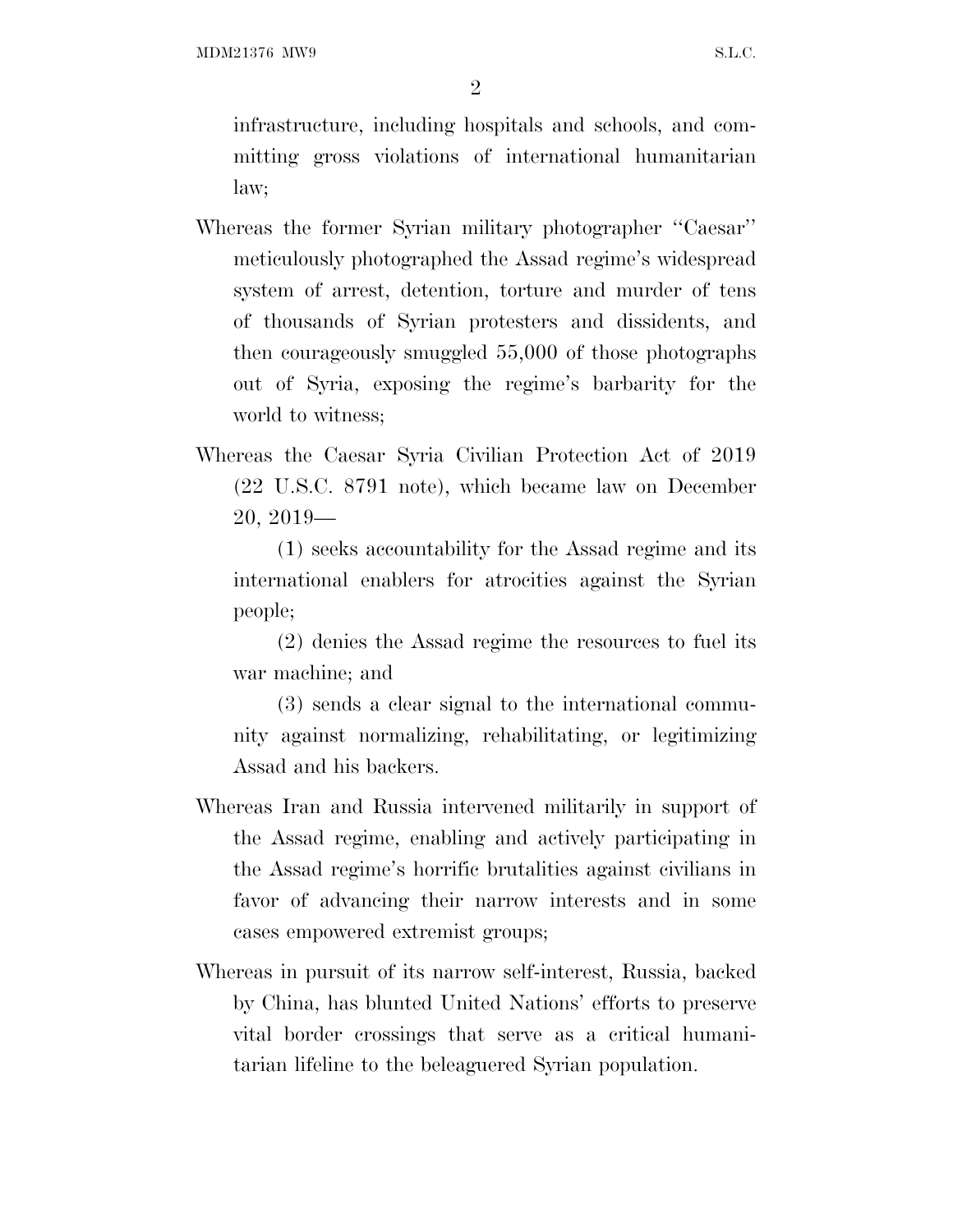infrastructure, including hospitals and schools, and committing gross violations of international humanitarian law;

Whereas the former Syrian military photographer ''Caesar'' meticulously photographed the Assad regime's widespread system of arrest, detention, torture and murder of tens of thousands of Syrian protesters and dissidents, and then courageously smuggled 55,000 of those photographs out of Syria, exposing the regime's barbarity for the world to witness;

Whereas the Caesar Syria Civilian Protection Act of 2019 (22 U.S.C. 8791 note), which became law on December 20, 2019—

(1) seeks accountability for the Assad regime and its international enablers for atrocities against the Syrian people;

(2) denies the Assad regime the resources to fuel its war machine; and

(3) sends a clear signal to the international community against normalizing, rehabilitating, or legitimizing Assad and his backers.

Whereas Iran and Russia intervened militarily in support of the Assad regime, enabling and actively participating in the Assad regime's horrific brutalities against civilians in favor of advancing their narrow interests and in some cases empowered extremist groups;

Whereas in pursuit of its narrow self-interest, Russia, backed by China, has blunted United Nations' efforts to preserve vital border crossings that serve as a critical humanitarian lifeline to the beleaguered Syrian population.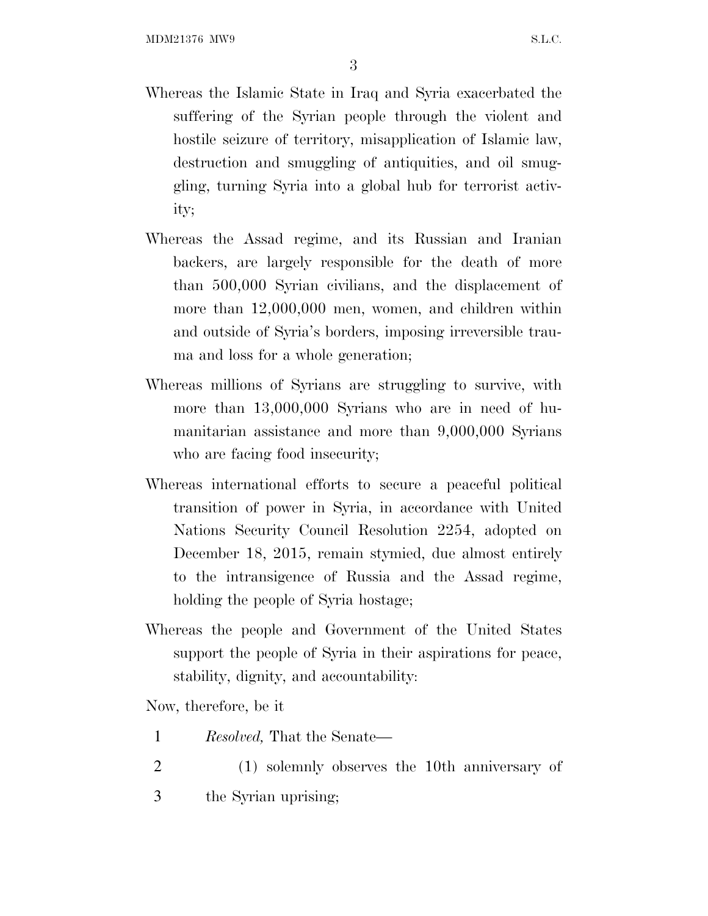Whereas the Islamic State in Iraq and Syria exacerbated the suffering of the Syrian people through the violent and hostile seizure of territory, misapplication of Islamic law, destruction and smuggling of antiquities, and oil smuggling, turning Syria into a global hub for terrorist activity;

Whereas the Assad regime, and its Russian and Iranian backers, are largely responsible for the death of more than 500,000 Syrian civilians, and the displacement of more than 12,000,000 men, women, and children within and outside of Syria's borders, imposing irreversible trauma and loss for a whole generation;

Whereas millions of Syrians are struggling to survive, with more than 13,000,000 Syrians who are in need of humanitarian assistance and more than 9,000,000 Syrians who are facing food insecurity;

Whereas international efforts to secure a peaceful political transition of power in Syria, in accordance with United Nations Security Council Resolution 2254, adopted on December 18, 2015, remain stymied, due almost entirely to the intransigence of Russia and the Assad regime, holding the people of Syria hostage;

Whereas the people and Government of the United States support the people of Syria in their aspirations for peace, stability, dignity, and accountability:

Now, therefore, be it

*Resolved,* That the Senate—

(1) solemnly observes the 10th anniversary of the Syrian uprising;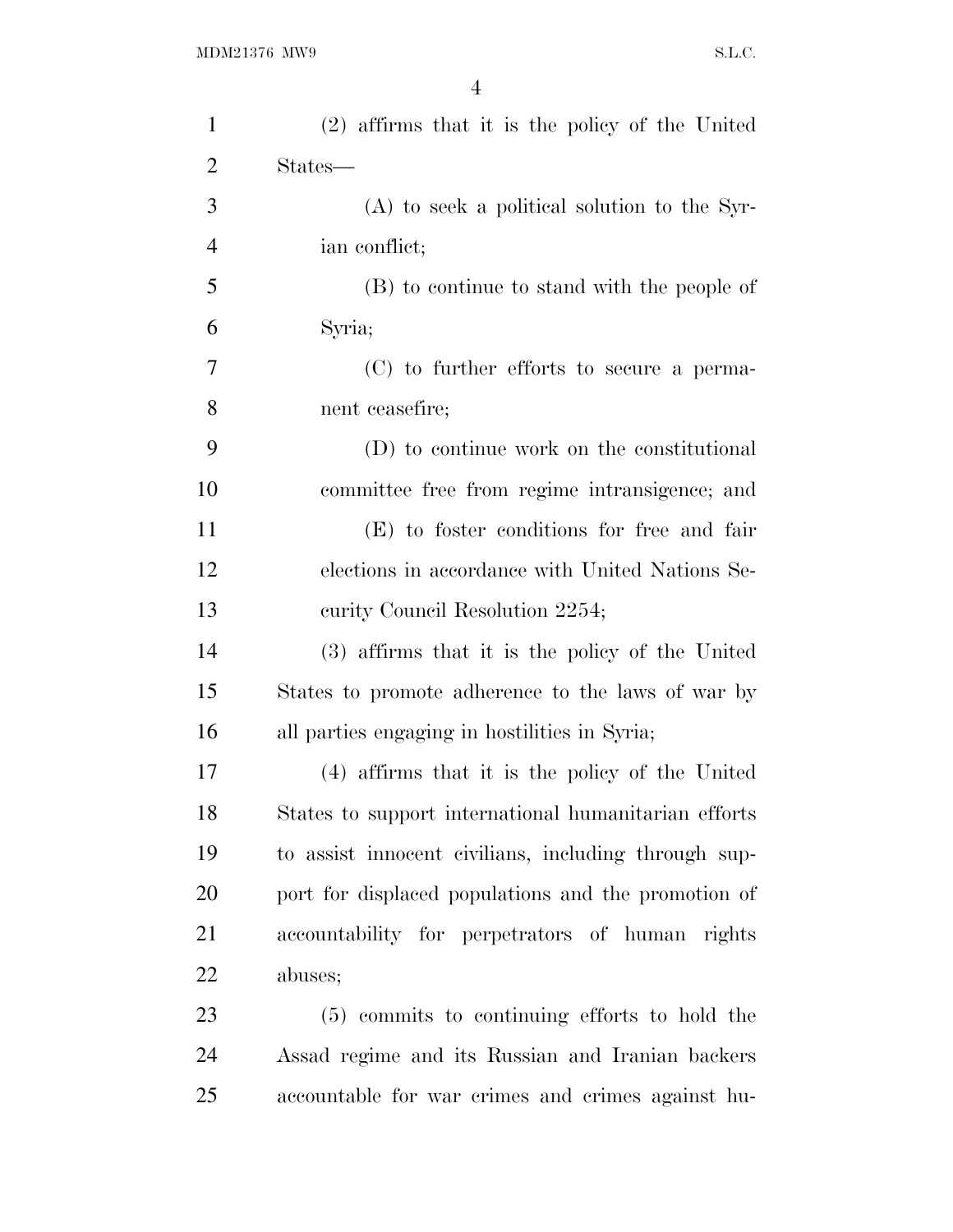(2) affirms that it is the policy of the United States—

(A) to seek a political solution to the Syrian conflict;

(B) to continue to stand with the people of Syria;

(C) to further efforts to secure a permanent ceasefire;

(D) to continue work on the constitutional committee free from regime intransigence; and

(E) to foster conditions for free and fair elections in accordance with United Nations Security Council Resolution 2254;

(3) affirms that it is the policy of the United States to promote adherence to the laws of war by all parties engaging in hostilities in Syria;

(4) affirms that it is the policy of the United States to support international humanitarian efforts to assist innocent civilians, including through support for displaced populations and the promotion of accountability for perpetrators of human rights abuses;

(5) commits to continuing efforts to hold the Assad regime and its Russian and Iranian backers accountable for war crimes and crimes against hu-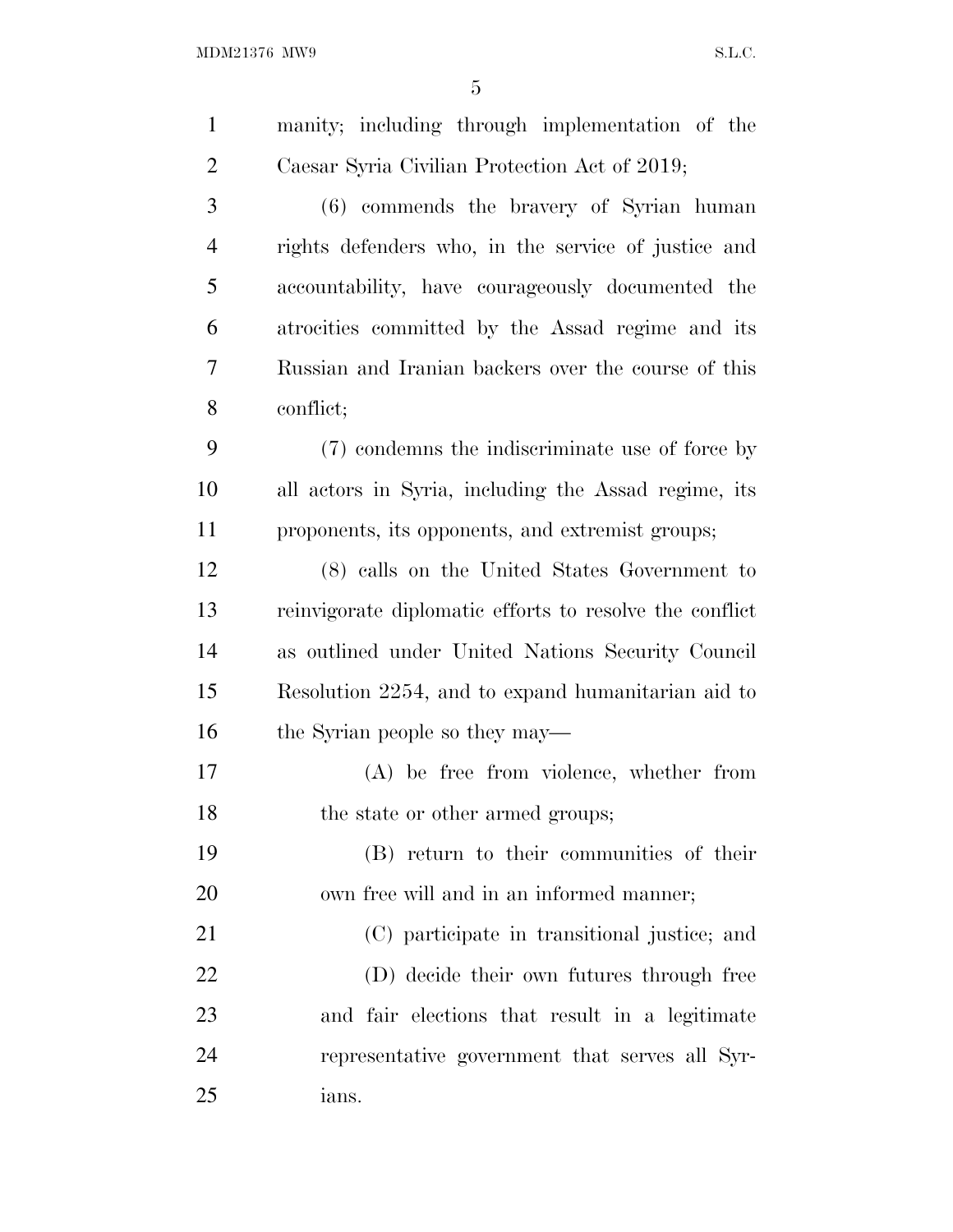manity; including through implementation of the Caesar Syria Civilian Protection Act of 2019;

(6) commends the bravery of Syrian human rights defenders who, in the service of justice and accountability, have courageously documented the atrocities committed by the Assad regime and its Russian and Iranian backers over the course of this conflict;

(7) condemns the indiscriminate use of force by all actors in Syria, including the Assad regime, its proponents, its opponents, and extremist groups;

(8) calls on the United States Government to reinvigorate diplomatic efforts to resolve the conflict as outlined under United Nations Security Council Resolution 2254, and to expand humanitarian aid to the Syrian people so they may—

(A) be free from violence, whether from the state or other armed groups;

(B) return to their communities of their own free will and in an informed manner;

(C) participate in transitional justice; and

(D) decide their own futures through free and fair elections that result in a legitimate representative government that serves all Syrians.